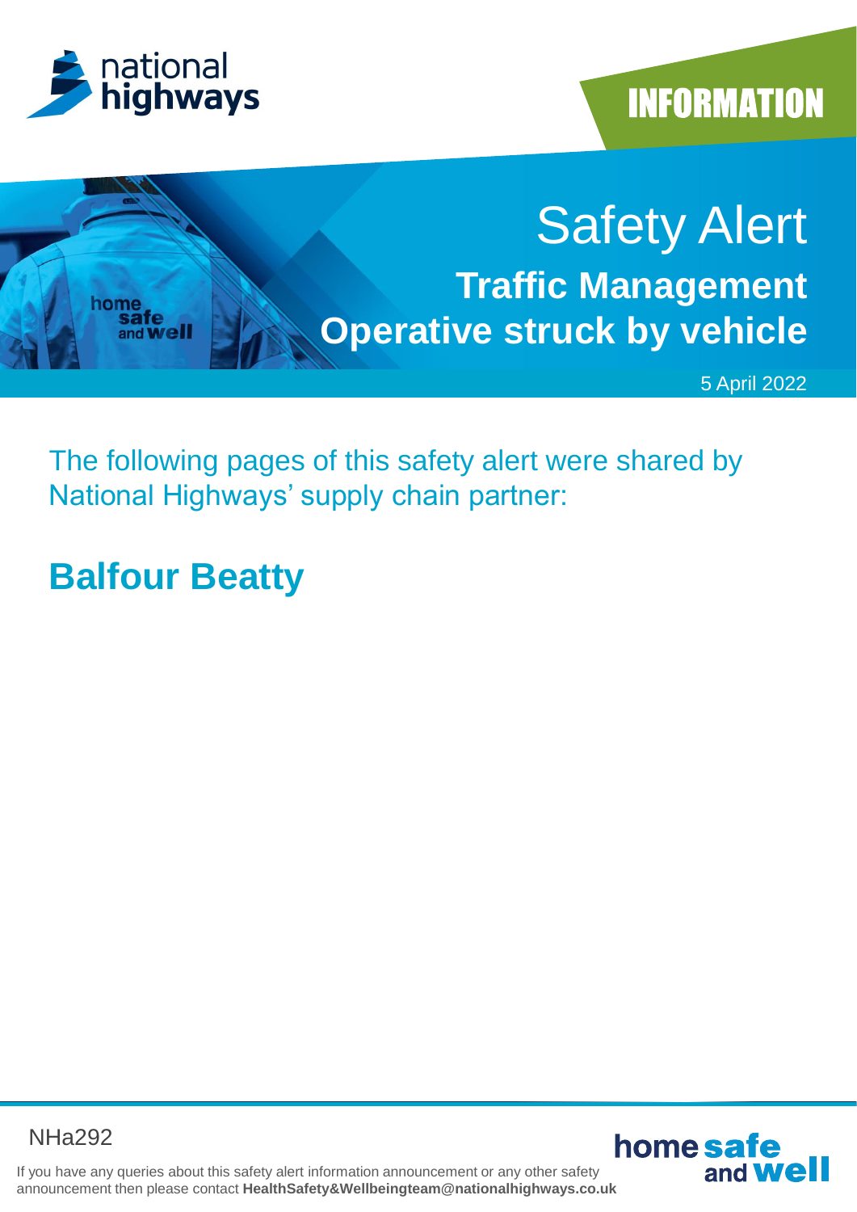national highways

INFORMATION

# Safety Alert

## Traffic Management Operative struck by vehicle

5 April 2022

The following pages of this safety alert were shared by National Highways' supply chain partner:

## Balfour Beatty

NHa292

If you have any queries about this safety alert information announcement or any other safety announcement then please contact **HealthSafety&Wellbeingteam@nationalhighways.co.uk**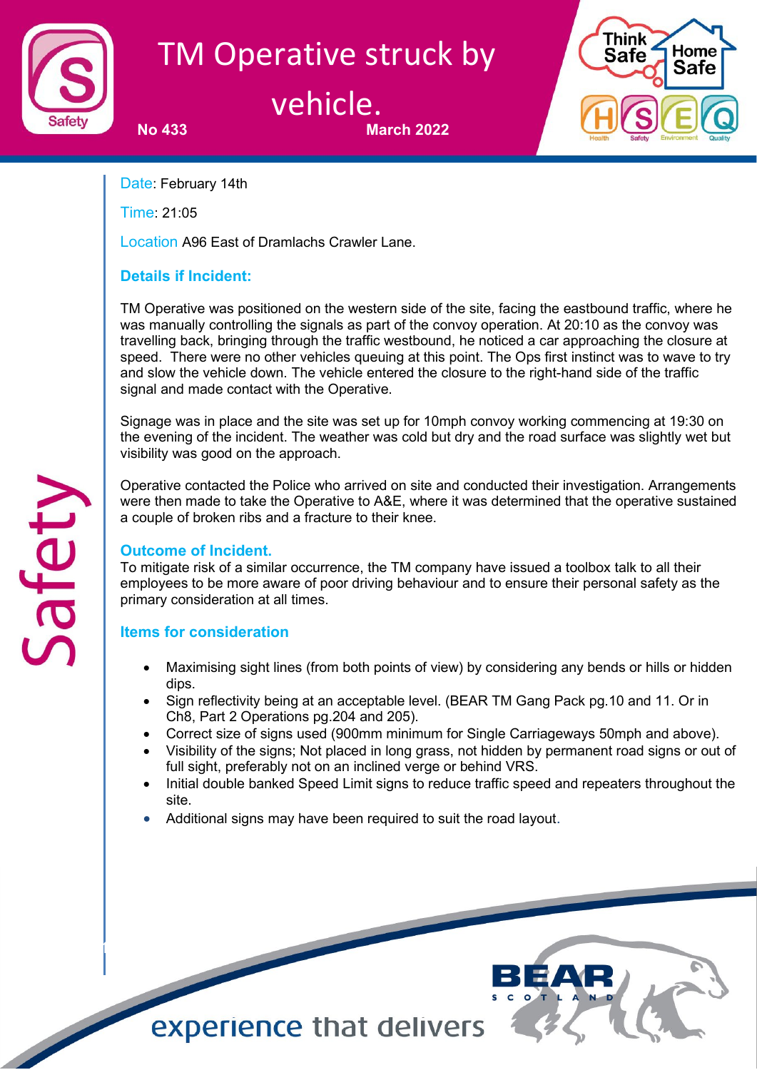# TM Operative struck by vehicle.

**No 433** **March 2022**

Date: February 14th

Time: 21:05

Location A96 East of Dramlachs Crawler Lane.

### Details if Incident:

TM Operative was positioned on the western side of the site, facing the eastbound traffic, where he was manually controlling the signals as part of the convoy operation. At 20:10 as the convoy was travelling back, bringing through the traffic westbound, he noticed a car approaching the closure at speed. There were no other vehicles queuing at this point. The Ops first instinct was to wave to try and slow the vehicle down. The vehicle entered the closure to the right-hand side of the traffic signal and made contact with the Operative.

Signage was in place and the site was set up for 10mph convoy working commencing at 19:30 on the evening of the incident. The weather was cold but dry and the road surface was slightly wet but visibility was good on the approach.

Operative contacted the Police who arrived on site and conducted their investigation. Arrangements were then made to take the Operative to A&E, where it was determined that the operative sustained a couple of broken ribs and a fracture to their knee.

### Outcome of Incident.

To mitigate risk of a similar occurrence, the TM company have issued a toolbox talk to all their employees to be more aware of poor driving behaviour and to ensure their personal safety as the primary consideration at all times.

### Items for consideration

- Maximising sight lines (from both points of view) by considering any bends or hills or hidden dips.
- Sign reflectivity being at an acceptable level. (BEAR TM Gang Pack pg.10 and 11. Or in Ch8, Part 2 Operations pg.204 and 205).
- Correct size of signs used (900mm minimum for Single Carriageways 50mph and above).
- Visibility of the signs; Not placed in long grass, not hidden by permanent road signs or out of full sight, preferably not on an inclined verge or behind VRS.
- Initial double banked Speed Limit signs to reduce traffic speed and repeaters throughout the site.
- Additional signs may have been required to suit the road layout.